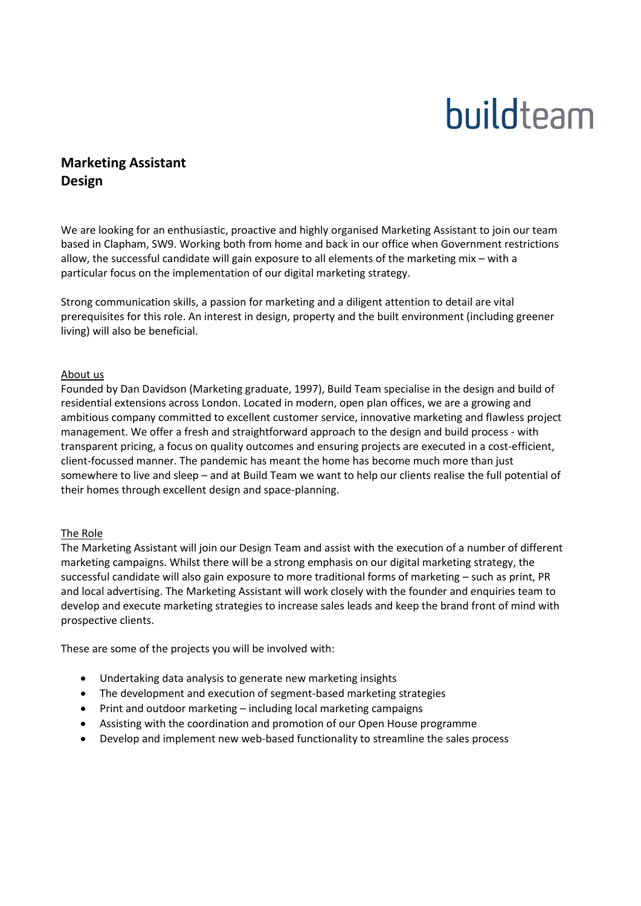buildteam

**Marketing Assistant**
**Design**

We are looking for an enthusiastic, proactive and highly organised Marketing Assistant to join our team based in Clapham, SW9. Working both from home and back in our office when Government restrictions allow, the successful candidate will gain exposure to all elements of the marketing mix – with a particular focus on the implementation of our digital marketing strategy.

Strong communication skills, a passion for marketing and a diligent attention to detail are vital prerequisites for this role. An interest in design, property and the built environment (including greener living) will also be beneficial.

About us

Founded by Dan Davidson (Marketing graduate, 1997), Build Team specialise in the design and build of residential extensions across London. Located in modern, open plan offices, we are a growing and ambitious company committed to excellent customer service, innovative marketing and flawless project management. We offer a fresh and straightforward approach to the design and build process - with transparent pricing, a focus on quality outcomes and ensuring projects are executed in a cost-efficient, client-focussed manner. The pandemic has meant the home has become much more than just somewhere to live and sleep – and at Build Team we want to help our clients realise the full potential of their homes through excellent design and space-planning.

The Role

The Marketing Assistant will join our Design Team and assist with the execution of a number of different marketing campaigns. Whilst there will be a strong emphasis on our digital marketing strategy, the successful candidate will also gain exposure to more traditional forms of marketing – such as print, PR and local advertising. The Marketing Assistant will work closely with the founder and enquiries team to develop and execute marketing strategies to increase sales leads and keep the brand front of mind with prospective clients.

These are some of the projects you will be involved with:

- Undertaking data analysis to generate new marketing insights
- The development and execution of segment-based marketing strategies
- Print and outdoor marketing – including local marketing campaigns
- Assisting with the coordination and promotion of our Open House programme
- Develop and implement new web-based functionality to streamline the sales process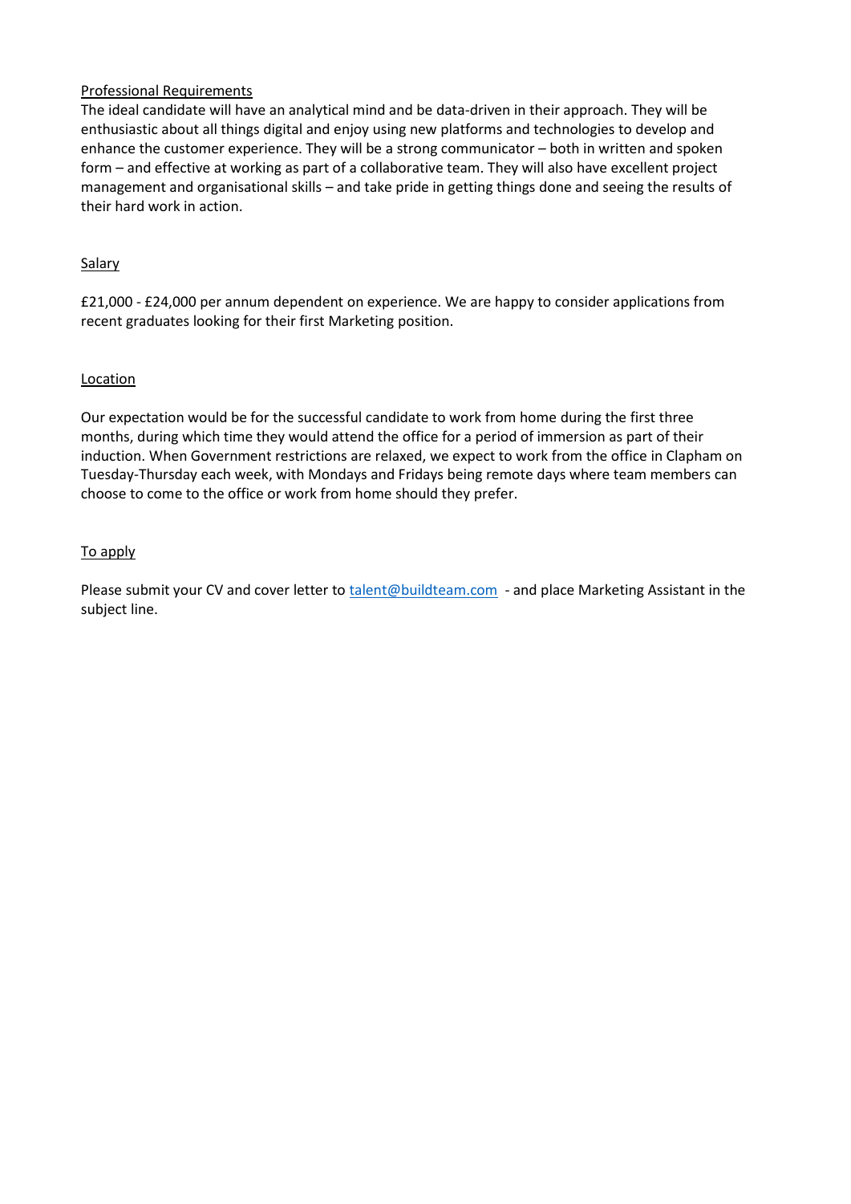## Professional Requirements

The ideal candidate will have an analytical mind and be data-driven in their approach. They will be enthusiastic about all things digital and enjoy using new platforms and technologies to develop and enhance the customer experience. They will be a strong communicator – both in written and spoken form – and effective at working as part of a collaborative team. They will also have excellent project management and organisational skills – and take pride in getting things done and seeing the results of their hard work in action.

## Salary

£21,000 - £24,000 per annum dependent on experience. We are happy to consider applications from recent graduates looking for their first Marketing position.

## Location

Our expectation would be for the successful candidate to work from home during the first three months, during which time they would attend the office for a period of immersion as part of their induction. When Government restrictions are relaxed, we expect to work from the office in Clapham on Tuesday-Thursday each week, with Mondays and Fridays being remote days where team members can choose to come to the office or work from home should they prefer.

## To apply

Please submit your CV and cover letter to [talent@buildteam.com](mailto:talent@buildteam.com) - and place Marketing Assistant in the subject line.